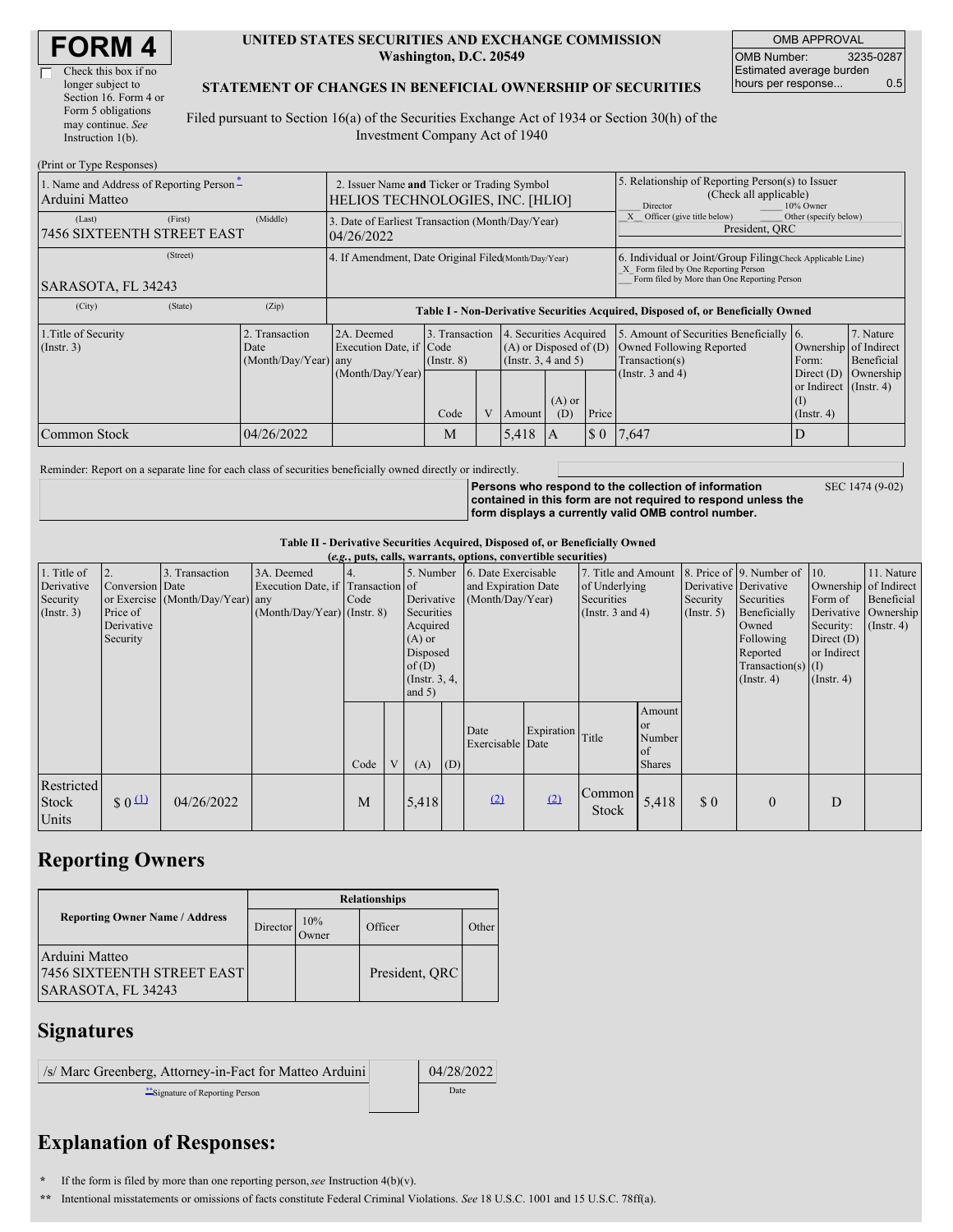# FORM 4

☐ Check this box if no longer subject to Section 16. Form 4 or Form 5 obligations may continue. *See* Instruction 1(b).

**UNITED STATES SECURITIES AND EXCHANGE COMMISSION**
**Washington, D.C. 20549**

**STATEMENT OF CHANGES IN BENEFICIAL OWNERSHIP OF SECURITIES**

Filed pursuant to Section 16(a) of the Securities Exchange Act of 1934 or Section 30(h) of the Investment Company Act of 1940

| OMB APPROVAL | |
|---|---|
| OMB Number: | 3235-0287 |
| Estimated average burden hours per response... | 0.5 |

(Print or Type Responses)

| 1. Name and Address of Reporting Person * | 2. Issuer Name **and** Ticker or Trading Symbol | 5. Relationship of Reporting Person(s) to Issuer (Check all applicable) |
|---|---|---|
| Arduini Matteo | HELIOS TECHNOLOGIES, INC. [HLIO] | ___ Director ___ 10% Owner |
| (Last) (First) (Middle) 7456 SIXTEENTH STREET EAST | 3. Date of Earliest Transaction (Month/Day/Year) 04/26/2022 | _X_ Officer (give title below) ___ Other (specify below) President, QRC |
| (Street) SARASOTA, FL 34243 | 4. If Amendment, Date Original Filed (Month/Day/Year) | 6. Individual or Joint/Group Filing (Check Applicable Line) _X_ Form filed by One Reporting Person ___ Form filed by More than One Reporting Person |
| (City) (State) (Zip) | | |

**Table I - Non-Derivative Securities Acquired, Disposed of, or Beneficially Owned**

| 1.Title of Security (Instr. 3) | 2. Transaction Date (Month/Day/Year) | 2A. Deemed Execution Date, if any (Month/Day/Year) | 3. Transaction Code (Instr. 8) | | 4. Securities Acquired (A) or Disposed of (D) (Instr. 3, 4 and 5) | | | 5. Amount of Securities Beneficially Owned Following Reported Transaction(s) (Instr. 3 and 4) | 6. Ownership Form: Direct (D) or Indirect (I) (Instr. 4) | 7. Nature of Indirect Beneficial Ownership (Instr. 4) |
|---|---|---|---|---|---|---|---|---|---|---|
| | | | Code | V | Amount | (A) or (D) | Price | | | |
| Common Stock | 04/26/2022 | | M | | 5,418 | A | $ 0 | 7,647 | D | |

Reminder: Report on a separate line for each class of securities beneficially owned directly or indirectly.

**Persons who respond to the collection of information contained in this form are not required to respond unless the form displays a currently valid OMB control number.** SEC 1474 (9-02)

**Table II - Derivative Securities Acquired, Disposed of, or Beneficially Owned**
**(*e.g.*, puts, calls, warrants, options, convertible securities)**

| 1. Title of Derivative Security (Instr. 3) | 2. Conversion or Exercise Price of Derivative Security | 3. Transaction Date (Month/Day/Year) | 3A. Deemed Execution Date, if any (Month/Day/Year) | 4. Transaction Code (Instr. 8) | | 5. Number of Derivative Securities Acquired (A) or Disposed of (D) (Instr. 3, 4, and 5) | | 6. Date Exercisable and Expiration Date (Month/Day/Year) | | 7. Title and Amount of Underlying Securities (Instr. 3 and 4) | | 8. Price of Derivative Security (Instr. 5) | 9. Number of Derivative Securities Beneficially Owned Following Reported Transaction(s) (Instr. 4) | 10. Ownership Form of Derivative Security: Direct (D) or Indirect (I) (Instr. 4) | 11. Nature of Indirect Beneficial Ownership (Instr. 4) |
|---|---|---|---|---|---|---|---|---|---|---|---|---|---|---|---|
| | | | | Code | V | (A) | (D) | Date Exercisable | Expiration Date | Title | Amount or Number of Shares | | | | |
| Restricted Stock Units | $ 0 (1) | 04/26/2022 | | M | | 5,418 | | (2) | (2) | Common Stock | 5,418 | $ 0 | 0 | D | |

## Reporting Owners

| Reporting Owner Name / Address | Relationships | | | |
|---|---|---|---|---|
| | Director | 10% Owner | Officer | Other |
| Arduini Matteo<br>7456 SIXTEENTH STREET EAST<br>SARASOTA, FL 34243 | | | President, QRC | |

## Signatures

| /s/ Marc Greenberg, Attorney-in-Fact for Matteo Arduini | 04/28/2022 |
|---|---|
| **Signature of Reporting Person | Date |

## Explanation of Responses:

\* If the form is filed by more than one reporting person, *see* Instruction 4(b)(v).

\*\* Intentional misstatements or omissions of facts constitute Federal Criminal Violations. *See* 18 U.S.C. 1001 and 15 U.S.C. 78ff(a).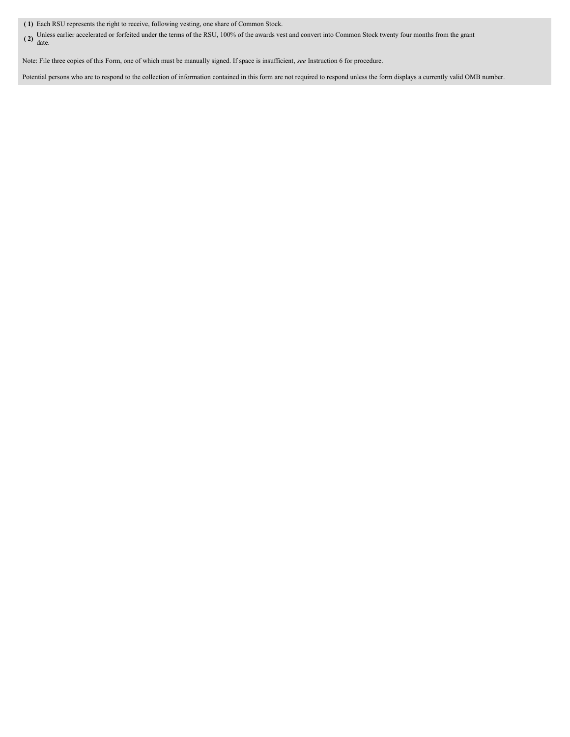**( 1)** Each RSU represents the right to receive, following vesting, one share of Common Stock.

**( 2)** Unless earlier accelerated or forfeited under the terms of the RSU, 100% of the awards vest and convert into Common Stock twenty four months from the grant date.

Note: File three copies of this Form, one of which must be manually signed. If space is insufficient, *see* Instruction 6 for procedure.

Potential persons who are to respond to the collection of information contained in this form are not required to respond unless the form displays a currently valid OMB number.